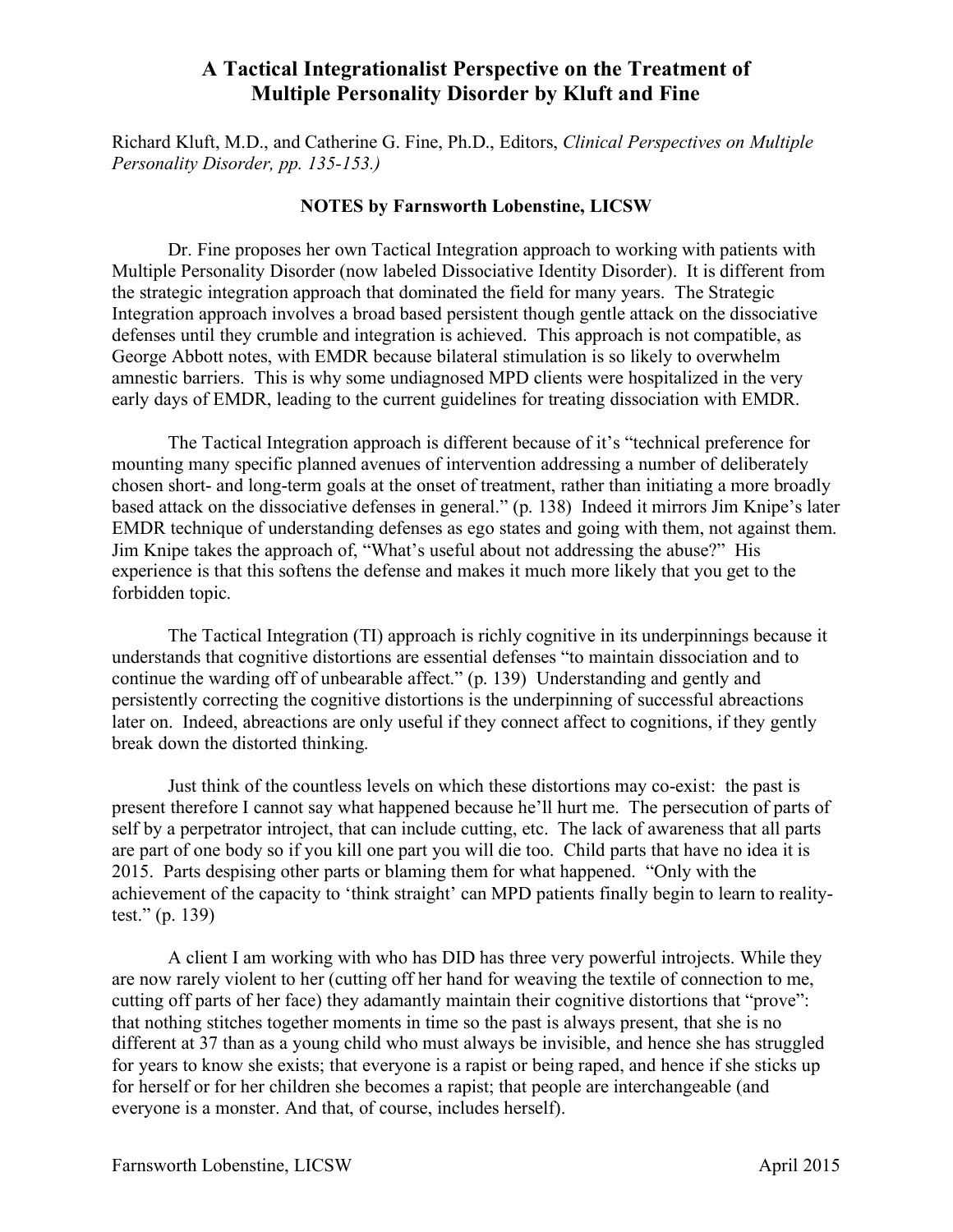# A Tactical Integrationalist Perspective on the Treatment of Multiple Personality Disorder by Kluft and Fine

Richard Kluft, M.D., and Catherine G. Fine, Ph.D., Editors, *Clinical Perspectives on Multiple Personality Disorder, pp. 135-153.)*

**NOTES by Farnsworth Lobenstine, LICSW**

Dr. Fine proposes her own Tactical Integration approach to working with patients with Multiple Personality Disorder (now labeled Dissociative Identity Disorder). It is different from the strategic integration approach that dominated the field for many years. The Strategic Integration approach involves a broad based persistent though gentle attack on the dissociative defenses until they crumble and integration is achieved. This approach is not compatible, as George Abbott notes, with EMDR because bilateral stimulation is so likely to overwhelm amnestic barriers. This is why some undiagnosed MPD clients were hospitalized in the very early days of EMDR, leading to the current guidelines for treating dissociation with EMDR.

The Tactical Integration approach is different because of it's "technical preference for mounting many specific planned avenues of intervention addressing a number of deliberately chosen short- and long-term goals at the onset of treatment, rather than initiating a more broadly based attack on the dissociative defenses in general." (p. 138) Indeed it mirrors Jim Knipe's later EMDR technique of understanding defenses as ego states and going with them, not against them. Jim Knipe takes the approach of, "What's useful about not addressing the abuse?" His experience is that this softens the defense and makes it much more likely that you get to the forbidden topic.

The Tactical Integration (TI) approach is richly cognitive in its underpinnings because it understands that cognitive distortions are essential defenses "to maintain dissociation and to continue the warding off of unbearable affect." (p. 139) Understanding and gently and persistently correcting the cognitive distortions is the underpinning of successful abreactions later on. Indeed, abreactions are only useful if they connect affect to cognitions, if they gently break down the distorted thinking.

Just think of the countless levels on which these distortions may co-exist: the past is present therefore I cannot say what happened because he'll hurt me. The persecution of parts of self by a perpetrator introject, that can include cutting, etc. The lack of awareness that all parts are part of one body so if you kill one part you will die too. Child parts that have no idea it is 2015. Parts despising other parts or blaming them for what happened. "Only with the achievement of the capacity to 'think straight' can MPD patients finally begin to learn to reality-test." (p. 139)

A client I am working with who has DID has three very powerful introjects. While they are now rarely violent to her (cutting off her hand for weaving the textile of connection to me, cutting off parts of her face) they adamantly maintain their cognitive distortions that "prove": that nothing stitches together moments in time so the past is always present, that she is no different at 37 than as a young child who must always be invisible, and hence she has struggled for years to know she exists; that everyone is a rapist or being raped, and hence if she sticks up for herself or for her children she becomes a rapist; that people are interchangeable (and everyone is a monster. And that, of course, includes herself).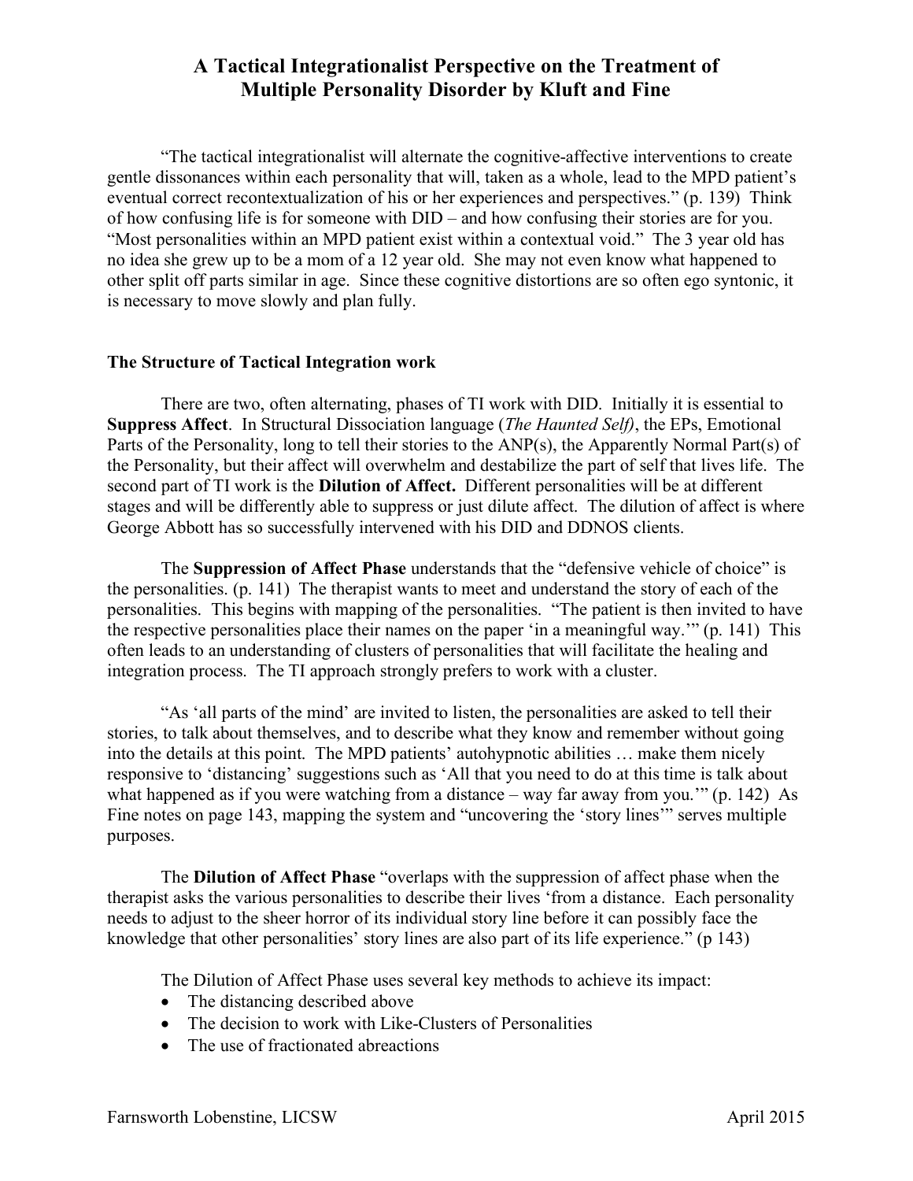# A Tactical Integrationalist Perspective on the Treatment of Multiple Personality Disorder by Kluft and Fine

"The tactical integrationalist will alternate the cognitive-affective interventions to create gentle dissonances within each personality that will, taken as a whole, lead to the MPD patient's eventual correct recontextualization of his or her experiences and perspectives." (p. 139) Think of how confusing life is for someone with DID – and how confusing their stories are for you. "Most personalities within an MPD patient exist within a contextual void." The 3 year old has no idea she grew up to be a mom of a 12 year old. She may not even know what happened to other split off parts similar in age. Since these cognitive distortions are so often ego syntonic, it is necessary to move slowly and plan fully.

### The Structure of Tactical Integration work

There are two, often alternating, phases of TI work with DID. Initially it is essential to **Suppress Affect**. In Structural Dissociation language (*The Haunted Self)*, the EPs, Emotional Parts of the Personality, long to tell their stories to the ANP(s), the Apparently Normal Part(s) of the Personality, but their affect will overwhelm and destabilize the part of self that lives life. The second part of TI work is the **Dilution of Affect.** Different personalities will be at different stages and will be differently able to suppress or just dilute affect. The dilution of affect is where George Abbott has so successfully intervened with his DID and DDNOS clients.

The **Suppression of Affect Phase** understands that the "defensive vehicle of choice" is the personalities. (p. 141) The therapist wants to meet and understand the story of each of the personalities. This begins with mapping of the personalities. "The patient is then invited to have the respective personalities place their names on the paper 'in a meaningful way.'" (p. 141) This often leads to an understanding of clusters of personalities that will facilitate the healing and integration process. The TI approach strongly prefers to work with a cluster.

"As 'all parts of the mind' are invited to listen, the personalities are asked to tell their stories, to talk about themselves, and to describe what they know and remember without going into the details at this point. The MPD patients' autohypnotic abilities … make them nicely responsive to 'distancing' suggestions such as 'All that you need to do at this time is talk about what happened as if you were watching from a distance – way far away from you.'" (p. 142) As Fine notes on page 143, mapping the system and "uncovering the 'story lines'" serves multiple purposes.

The **Dilution of Affect Phase** "overlaps with the suppression of affect phase when the therapist asks the various personalities to describe their lives 'from a distance. Each personality needs to adjust to the sheer horror of its individual story line before it can possibly face the knowledge that other personalities' story lines are also part of its life experience." (p 143)

The Dilution of Affect Phase uses several key methods to achieve its impact:

- The distancing described above
- The decision to work with Like-Clusters of Personalities
- The use of fractionated abreactions

Farnsworth Lobenstine, LICSW April 2015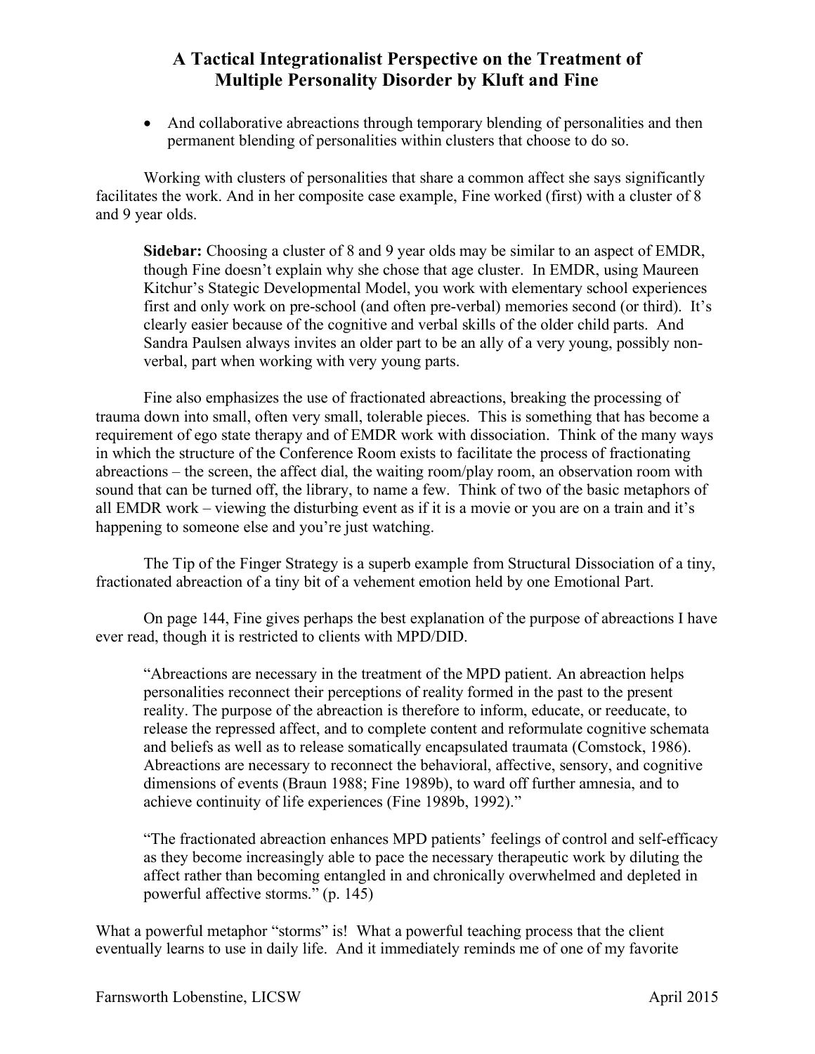- And collaborative abreactions through temporary blending of personalities and then permanent blending of personalities within clusters that choose to do so.

Working with clusters of personalities that share a common affect she says significantly facilitates the work. And in her composite case example, Fine worked (first) with a cluster of 8 and 9 year olds.

> **Sidebar:** Choosing a cluster of 8 and 9 year olds may be similar to an aspect of EMDR, though Fine doesn't explain why she chose that age cluster. In EMDR, using Maureen Kitchur's Stategic Developmental Model, you work with elementary school experiences first and only work on pre-school (and often pre-verbal) memories second (or third). It's clearly easier because of the cognitive and verbal skills of the older child parts. And Sandra Paulsen always invites an older part to be an ally of a very young, possibly non-verbal, part when working with very young parts.

Fine also emphasizes the use of fractionated abreactions, breaking the processing of trauma down into small, often very small, tolerable pieces. This is something that has become a requirement of ego state therapy and of EMDR work with dissociation. Think of the many ways in which the structure of the Conference Room exists to facilitate the process of fractionating abreactions – the screen, the affect dial, the waiting room/play room, an observation room with sound that can be turned off, the library, to name a few. Think of two of the basic metaphors of all EMDR work – viewing the disturbing event as if it is a movie or you are on a train and it's happening to someone else and you're just watching.

The Tip of the Finger Strategy is a superb example from Structural Dissociation of a tiny, fractionated abreaction of a tiny bit of a vehement emotion held by one Emotional Part.

On page 144, Fine gives perhaps the best explanation of the purpose of abreactions I have ever read, though it is restricted to clients with MPD/DID.

> "Abreactions are necessary in the treatment of the MPD patient. An abreaction helps personalities reconnect their perceptions of reality formed in the past to the present reality. The purpose of the abreaction is therefore to inform, educate, or reeducate, to release the repressed affect, and to complete content and reformulate cognitive schemata and beliefs as well as to release somatically encapsulated traumata (Comstock, 1986). Abreactions are necessary to reconnect the behavioral, affective, sensory, and cognitive dimensions of events (Braun 1988; Fine 1989b), to ward off further amnesia, and to achieve continuity of life experiences (Fine 1989b, 1992)."
>
> "The fractionated abreaction enhances MPD patients' feelings of control and self-efficacy as they become increasingly able to pace the necessary therapeutic work by diluting the affect rather than becoming entangled in and chronically overwhelmed and depleted in powerful affective storms." (p. 145)

What a powerful metaphor "storms" is! What a powerful teaching process that the client eventually learns to use in daily life. And it immediately reminds me of one of my favorite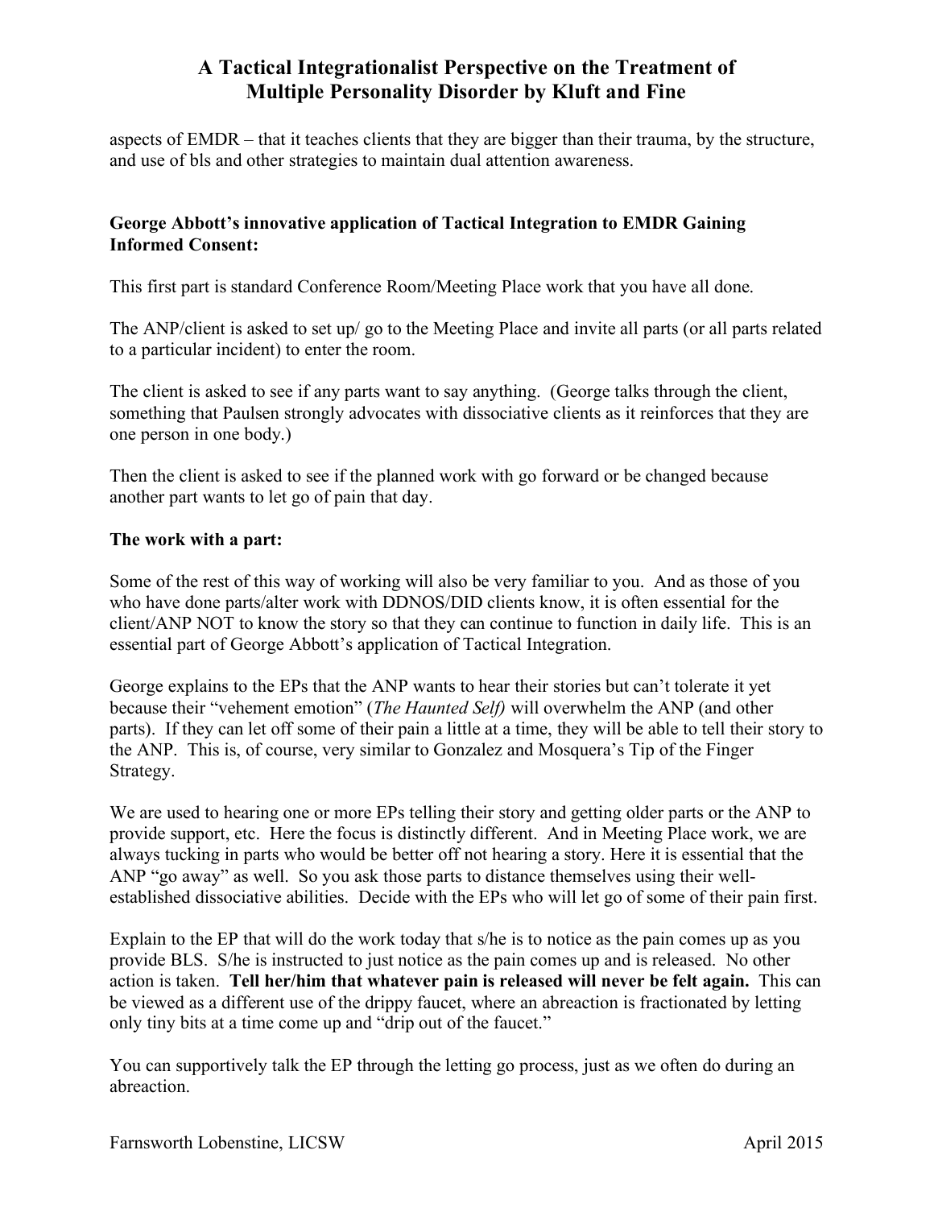aspects of EMDR – that it teaches clients that they are bigger than their trauma, by the structure, and use of bls and other strategies to maintain dual attention awareness.

**George Abbott's innovative application of Tactical Integration to EMDR Gaining Informed Consent:**

This first part is standard Conference Room/Meeting Place work that you have all done.

The ANP/client is asked to set up/ go to the Meeting Place and invite all parts (or all parts related to a particular incident) to enter the room.

The client is asked to see if any parts want to say anything. (George talks through the client, something that Paulsen strongly advocates with dissociative clients as it reinforces that they are one person in one body.)

Then the client is asked to see if the planned work with go forward or be changed because another part wants to let go of pain that day.

**The work with a part:**

Some of the rest of this way of working will also be very familiar to you. And as those of you who have done parts/alter work with DDNOS/DID clients know, it is often essential for the client/ANP NOT to know the story so that they can continue to function in daily life. This is an essential part of George Abbott's application of Tactical Integration.

George explains to the EPs that the ANP wants to hear their stories but can't tolerate it yet because their "vehement emotion" (*The Haunted Self)* will overwhelm the ANP (and other parts). If they can let off some of their pain a little at a time, they will be able to tell their story to the ANP. This is, of course, very similar to Gonzalez and Mosquera's Tip of the Finger Strategy.

We are used to hearing one or more EPs telling their story and getting older parts or the ANP to provide support, etc. Here the focus is distinctly different. And in Meeting Place work, we are always tucking in parts who would be better off not hearing a story. Here it is essential that the ANP "go away" as well. So you ask those parts to distance themselves using their well-established dissociative abilities. Decide with the EPs who will let go of some of their pain first.

Explain to the EP that will do the work today that s/he is to notice as the pain comes up as you provide BLS. S/he is instructed to just notice as the pain comes up and is released. No other action is taken. **Tell her/him that whatever pain is released will never be felt again.** This can be viewed as a different use of the drippy faucet, where an abreaction is fractionated by letting only tiny bits at a time come up and "drip out of the faucet."

You can supportively talk the EP through the letting go process, just as we often do during an abreaction.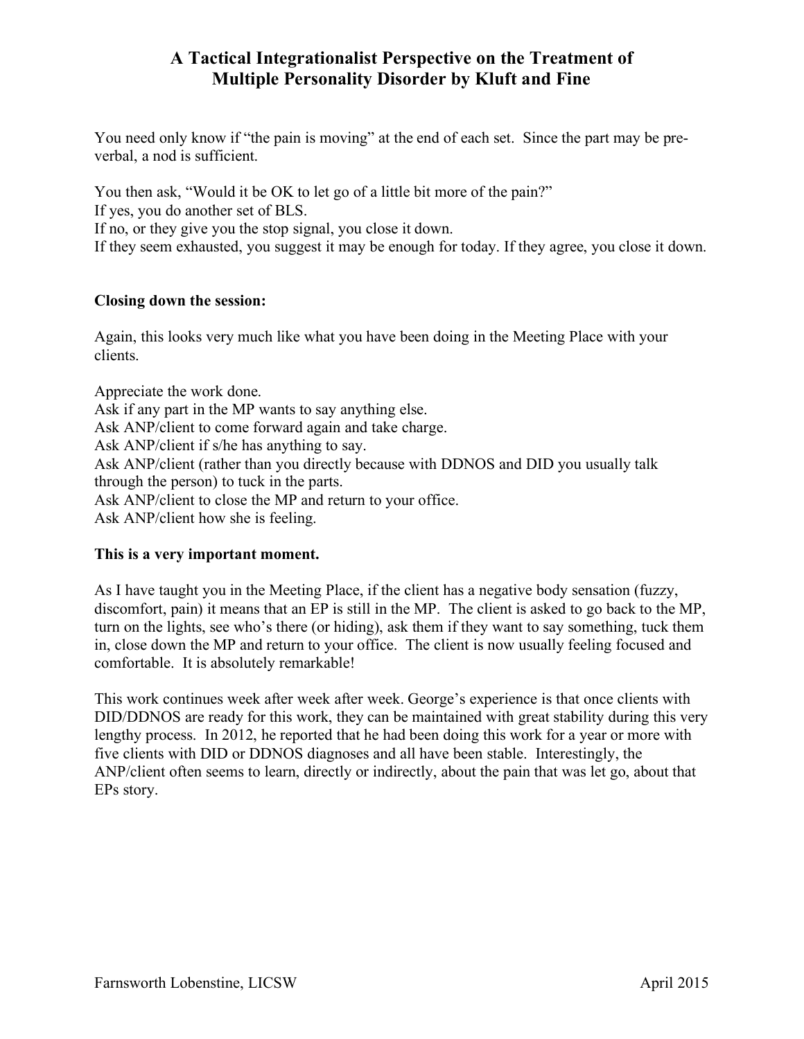You need only know if "the pain is moving" at the end of each set. Since the part may be pre-verbal, a nod is sufficient.

You then ask, "Would it be OK to let go of a little bit more of the pain?"
If yes, you do another set of BLS.
If no, or they give you the stop signal, you close it down.
If they seem exhausted, you suggest it may be enough for today. If they agree, you close it down.

**Closing down the session:**

Again, this looks very much like what you have been doing in the Meeting Place with your clients.

Appreciate the work done.
Ask if any part in the MP wants to say anything else.
Ask ANP/client to come forward again and take charge.
Ask ANP/client if s/he has anything to say.
Ask ANP/client (rather than you directly because with DDNOS and DID you usually talk through the person) to tuck in the parts.
Ask ANP/client to close the MP and return to your office.
Ask ANP/client how she is feeling.

**This is a very important moment.**

As I have taught you in the Meeting Place, if the client has a negative body sensation (fuzzy, discomfort, pain) it means that an EP is still in the MP. The client is asked to go back to the MP, turn on the lights, see who's there (or hiding), ask them if they want to say something, tuck them in, close down the MP and return to your office. The client is now usually feeling focused and comfortable. It is absolutely remarkable!

This work continues week after week after week. George's experience is that once clients with DID/DDNOS are ready for this work, they can be maintained with great stability during this very lengthy process. In 2012, he reported that he had been doing this work for a year or more with five clients with DID or DDNOS diagnoses and all have been stable. Interestingly, the ANP/client often seems to learn, directly or indirectly, about the pain that was let go, about that EPs story.